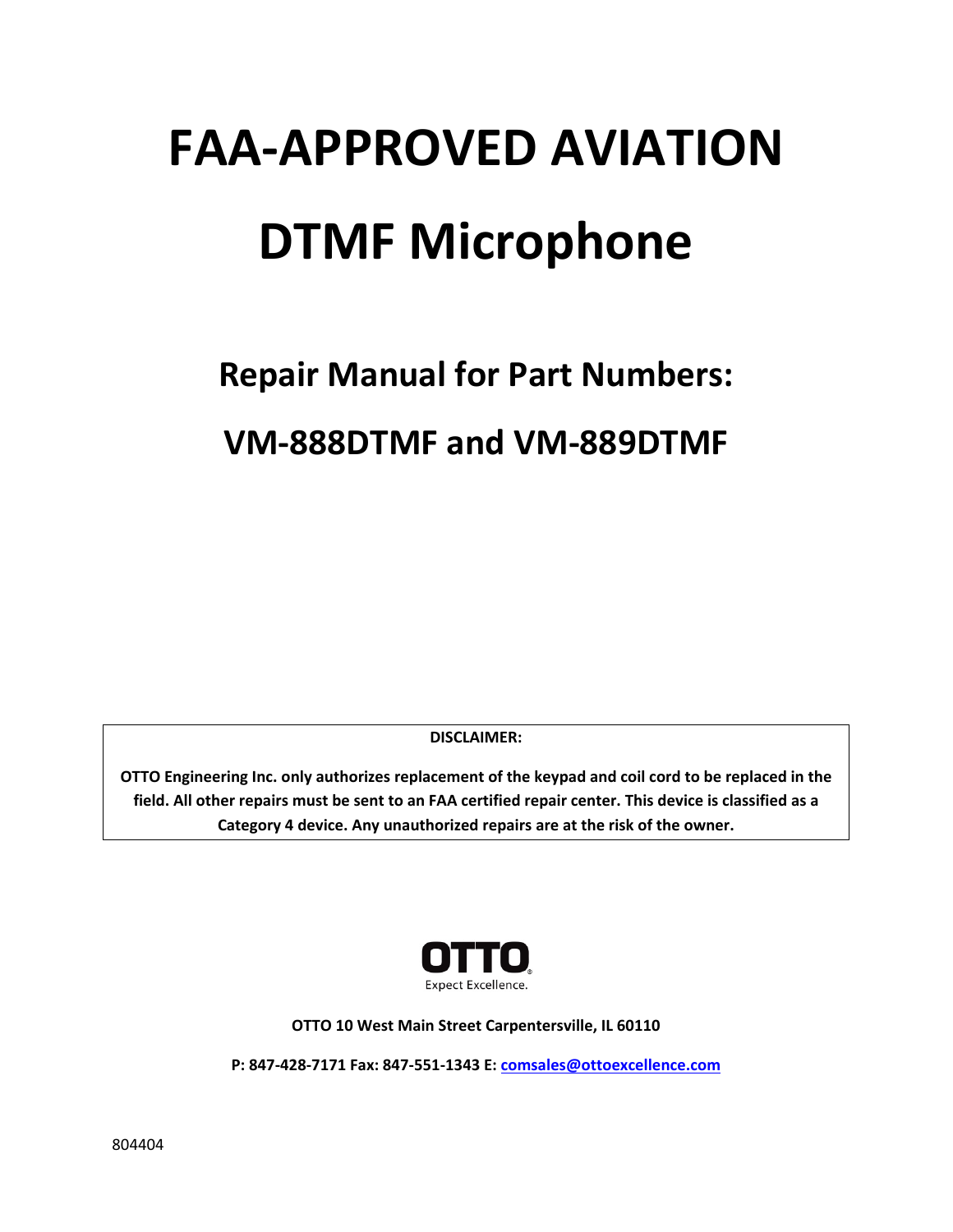# FAA-APPROVED AVIATION DTMF Microphone

## Repair Manual for Part Numbers:

## VM-888DTMF and VM-889DTMF

**DISCLAIMER:**

**OTTO Engineering Inc. only authorizes replacement of the keypad and coil cord to be replaced in the field. All other repairs must be sent to an FAA certified repair center. This device is classified as a Category 4 device. Any unauthorized repairs are at the risk of the owner.**

OTTO

Expect Excellence.

**OTTO 10 West Main Street Carpentersville, IL 60110**

**P: 847-428-7171 Fax: 847-551-1343 E: comsales@ottoexcellence.com**

804404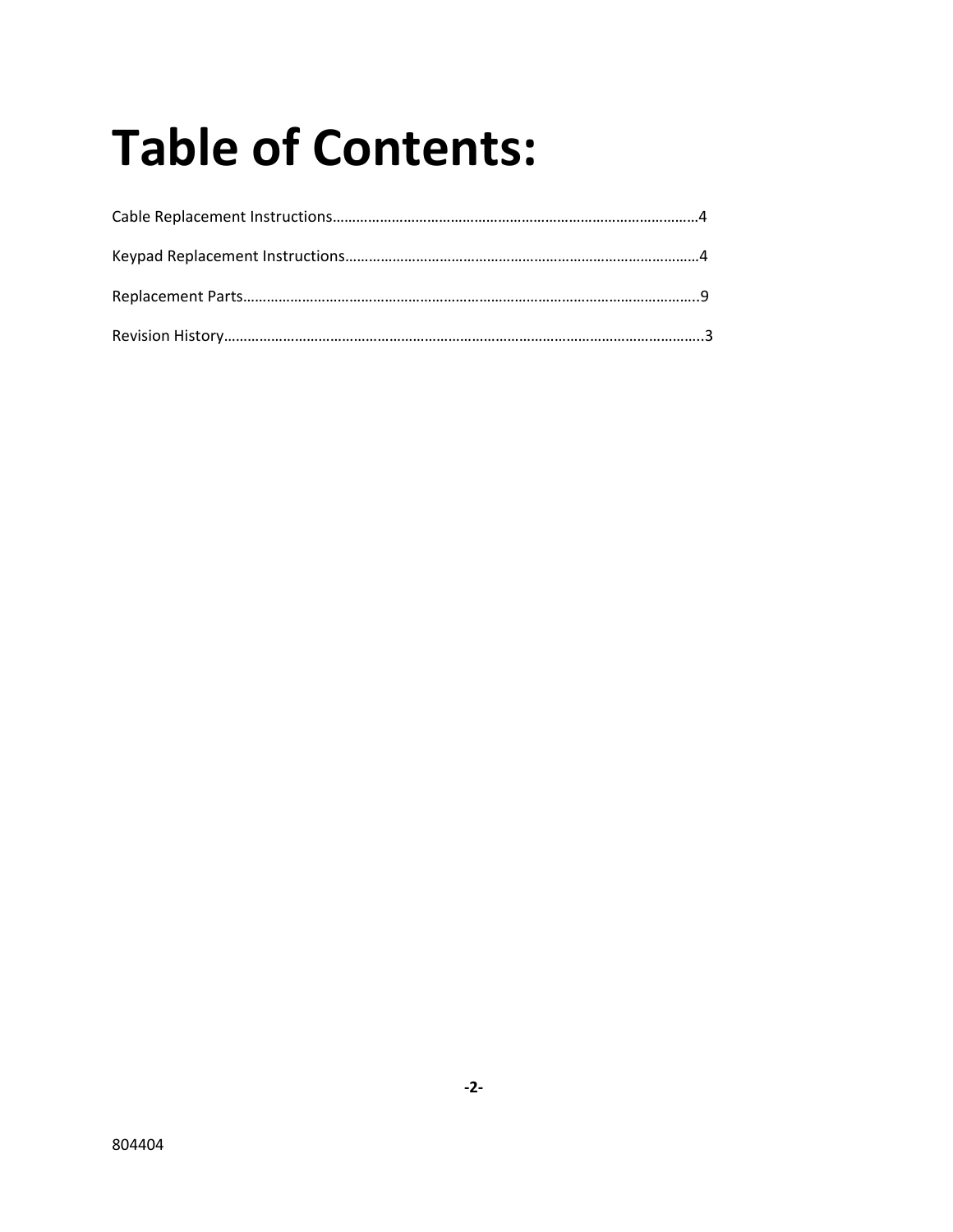# Table of Contents:

Cable Replacement Instructions…………………………………………………………………………………4

Keypad Replacement Instructions………………………………………………………………………………4

Replacement Parts……………………………………………………………………………………………………..9

Revision History…………………………………………………………………………………………………………..3

804404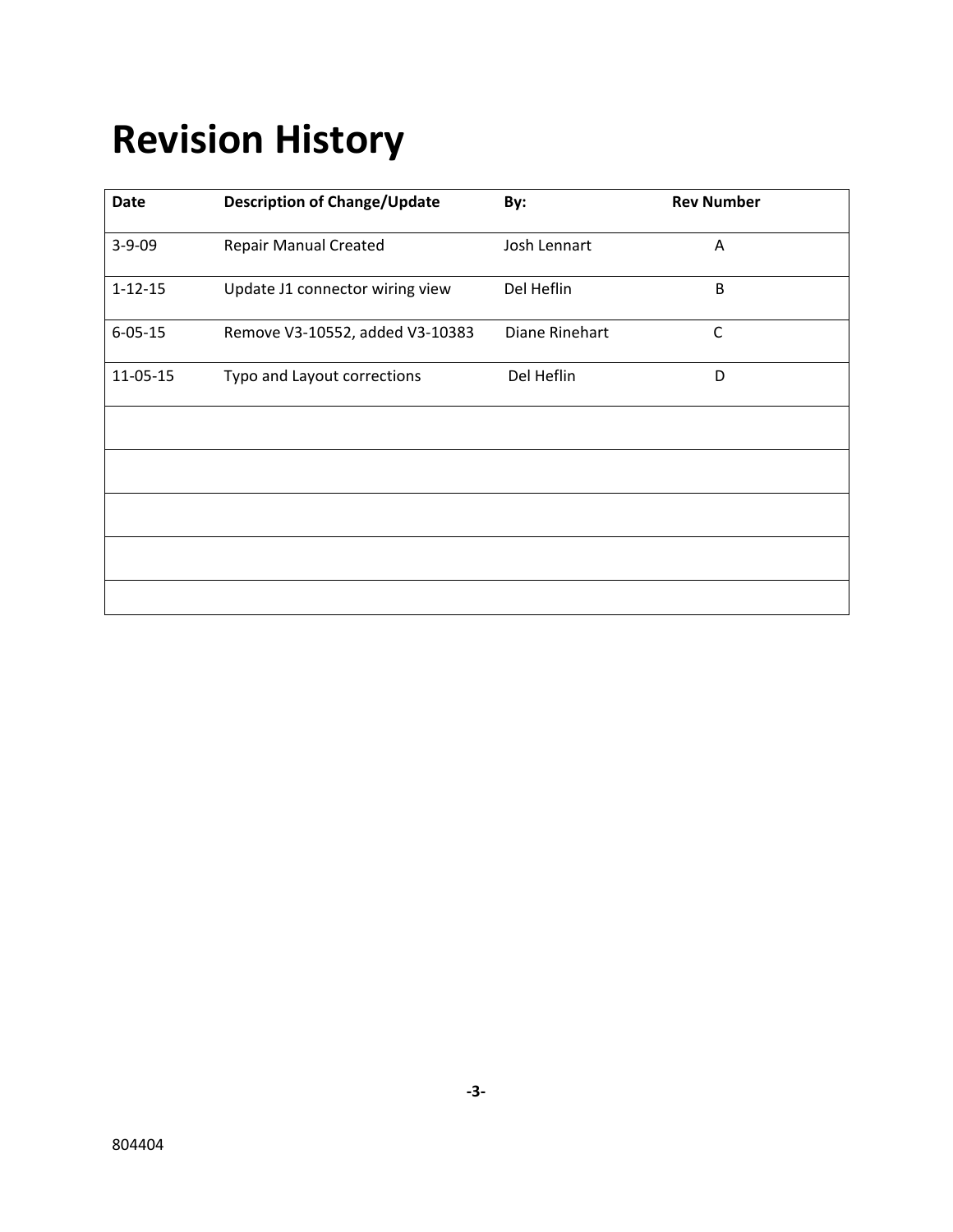# Revision History

| Date | Description of Change/Update | By: | Rev Number |
|---|---|---|---|
| 3-9-09 | Repair Manual Created | Josh Lennart | A |
| 1-12-15 | Update J1 connector wiring view | Del Heflin | B |
| 6-05-15 | Remove V3-10552, added V3-10383 | Diane Rinehart | C |
| 11-05-15 | Typo and Layout corrections | Del Heflin | D |
| | | | |
| | | | |
| | | | |
| | | | |
| | | | |

804404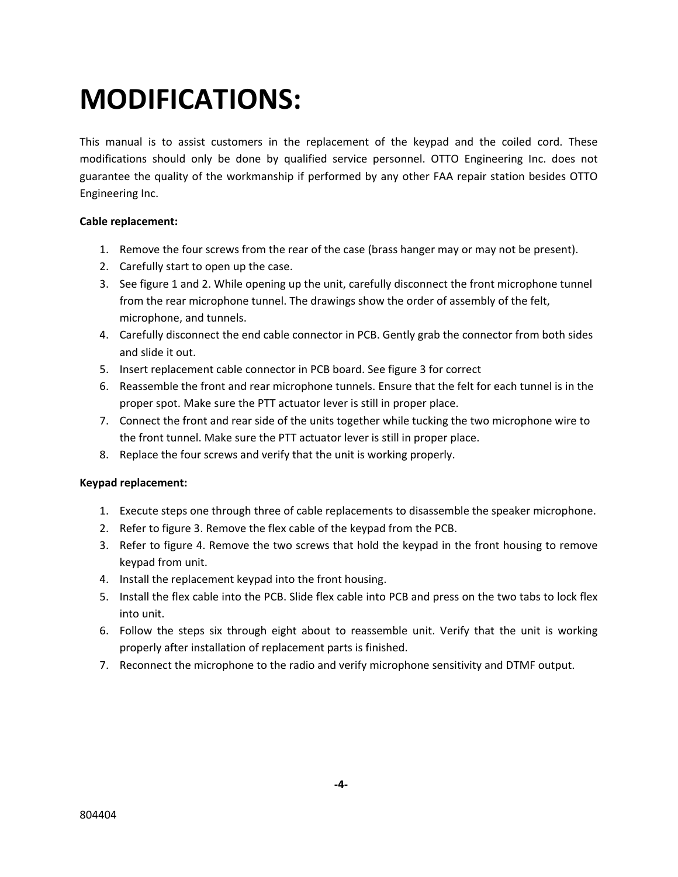# MODIFICATIONS:

This manual is to assist customers in the replacement of the keypad and the coiled cord. These modifications should only be done by qualified service personnel. OTTO Engineering Inc. does not guarantee the quality of the workmanship if performed by any other FAA repair station besides OTTO Engineering Inc.

**Cable replacement:**

1. Remove the four screws from the rear of the case (brass hanger may or may not be present).
2. Carefully start to open up the case.
3. See figure 1 and 2. While opening up the unit, carefully disconnect the front microphone tunnel from the rear microphone tunnel. The drawings show the order of assembly of the felt, microphone, and tunnels.
4. Carefully disconnect the end cable connector in PCB. Gently grab the connector from both sides and slide it out.
5. Insert replacement cable connector in PCB board. See figure 3 for correct
6. Reassemble the front and rear microphone tunnels. Ensure that the felt for each tunnel is in the proper spot. Make sure the PTT actuator lever is still in proper place.
7. Connect the front and rear side of the units together while tucking the two microphone wire to the front tunnel. Make sure the PTT actuator lever is still in proper place.
8. Replace the four screws and verify that the unit is working properly.

**Keypad replacement:**

1. Execute steps one through three of cable replacements to disassemble the speaker microphone.
2. Refer to figure 3. Remove the flex cable of the keypad from the PCB.
3. Refer to figure 4. Remove the two screws that hold the keypad in the front housing to remove keypad from unit.
4. Install the replacement keypad into the front housing.
5. Install the flex cable into the PCB. Slide flex cable into PCB and press on the two tabs to lock flex into unit.
6. Follow the steps six through eight about to reassemble unit. Verify that the unit is working properly after installation of replacement parts is finished.
7. Reconnect the microphone to the radio and verify microphone sensitivity and DTMF output.

804404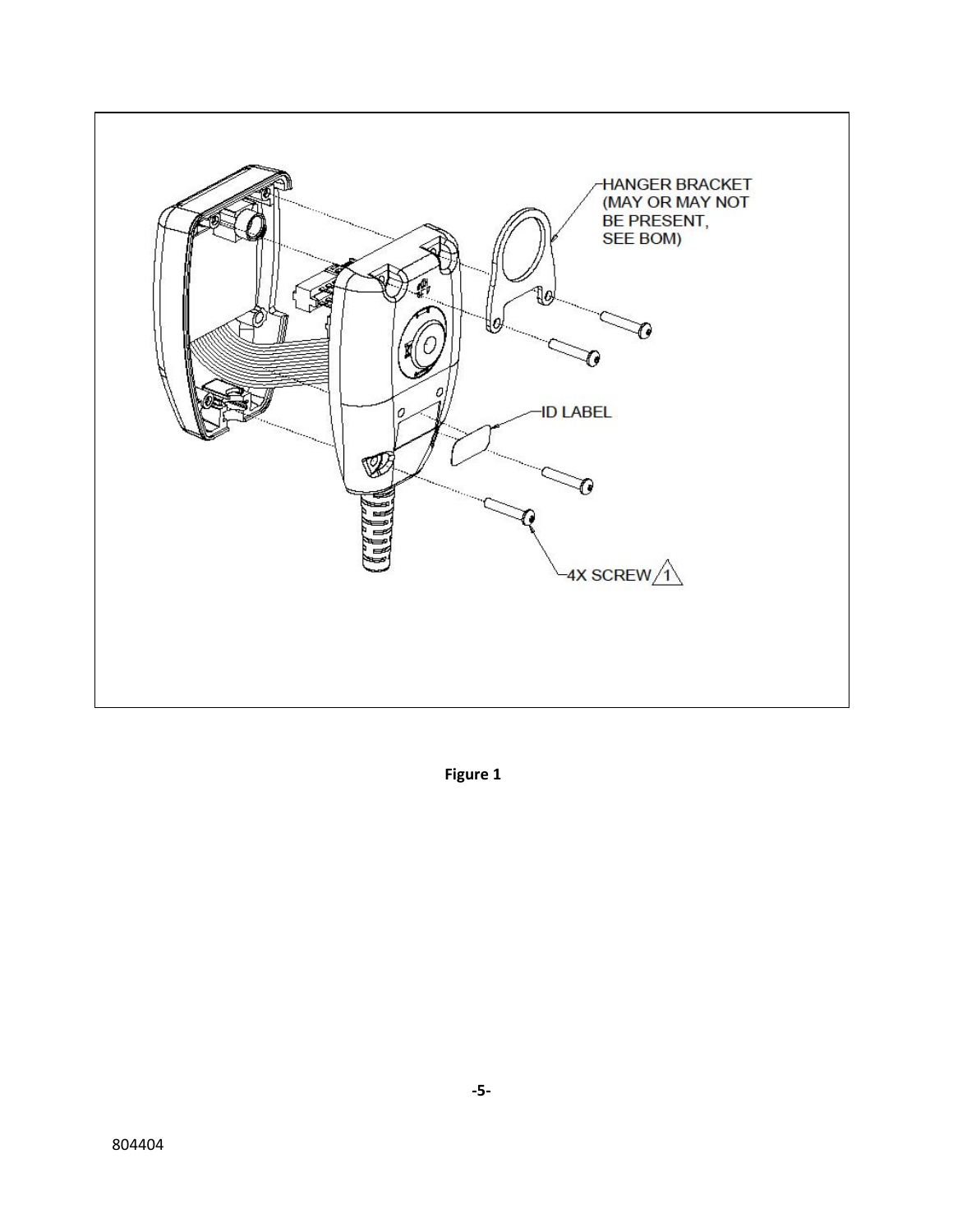HANGER BRACKET (MAY OR MAY NOT BE PRESENT, SEE BOM)

ID LABEL

4X SCREW 1

**Figure 1**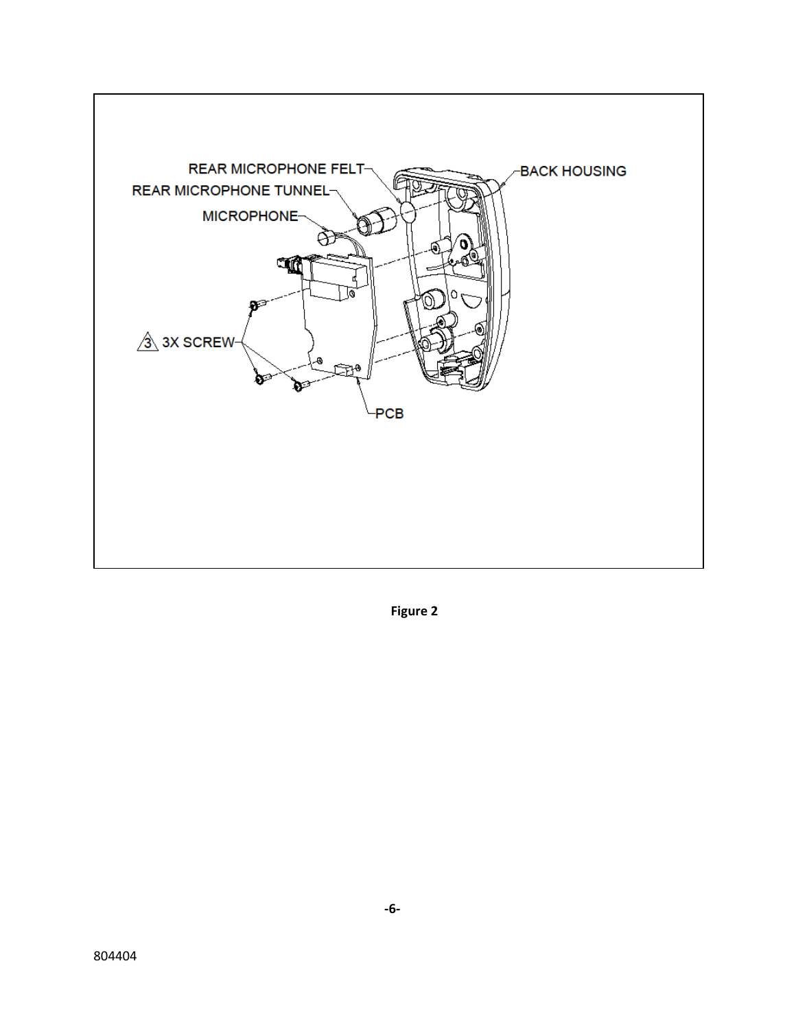REAR MICROPHONE FELT

REAR MICROPHONE TUNNEL

MICROPHONE

BACK HOUSING

3 3X SCREW

PCB

**Figure 2**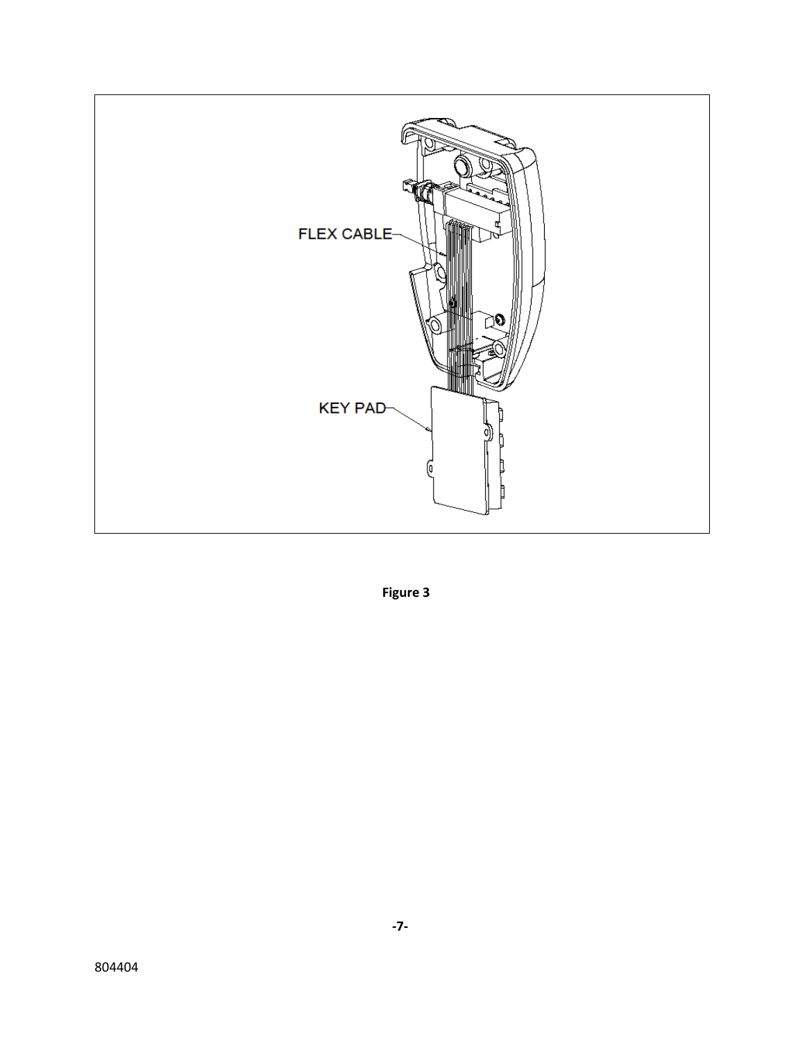FLEX CABLE

KEY PAD

**Figure 3**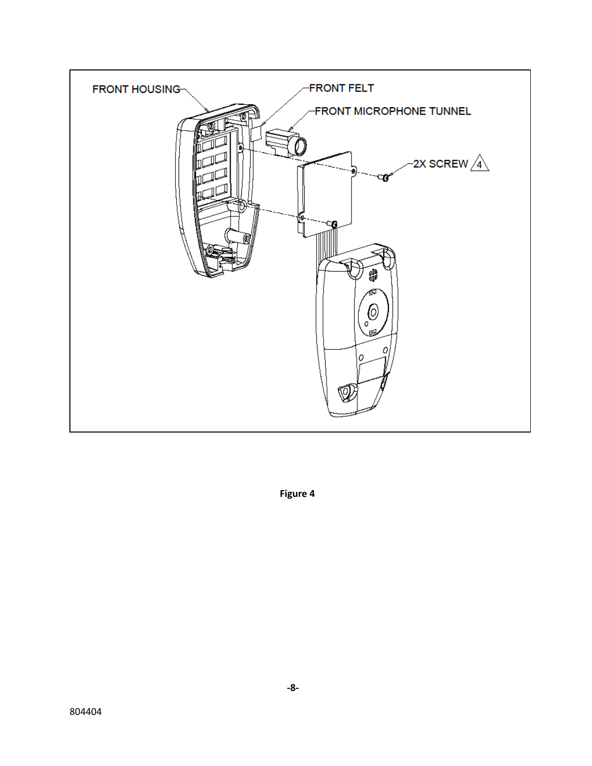FRONT HOUSING

FRONT FELT

FRONT MICROPHONE TUNNEL

2X SCREW 4

**Figure 4**

804404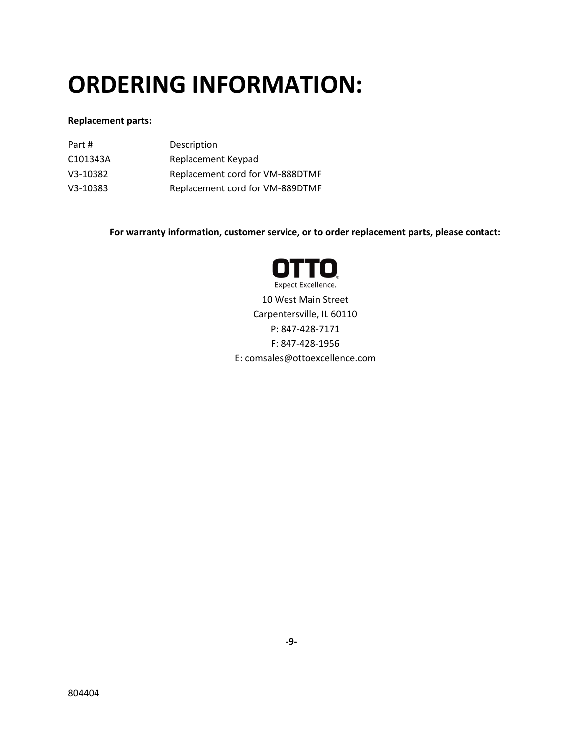# ORDERING INFORMATION:

**Replacement parts:**

| Part # | Description |
|---|---|
| C101343A | Replacement Keypad |
| V3-10382 | Replacement cord for VM-888DTMF |
| V3-10383 | Replacement cord for VM-889DTMF |

**For warranty information, customer service, or to order replacement parts, please contact:**

OTTO®
Expect Excellence.

10 West Main Street
Carpentersville, IL 60110
P: 847-428-7171
F: 847-428-1956
E: comsales@ottoexcellence.com

804404